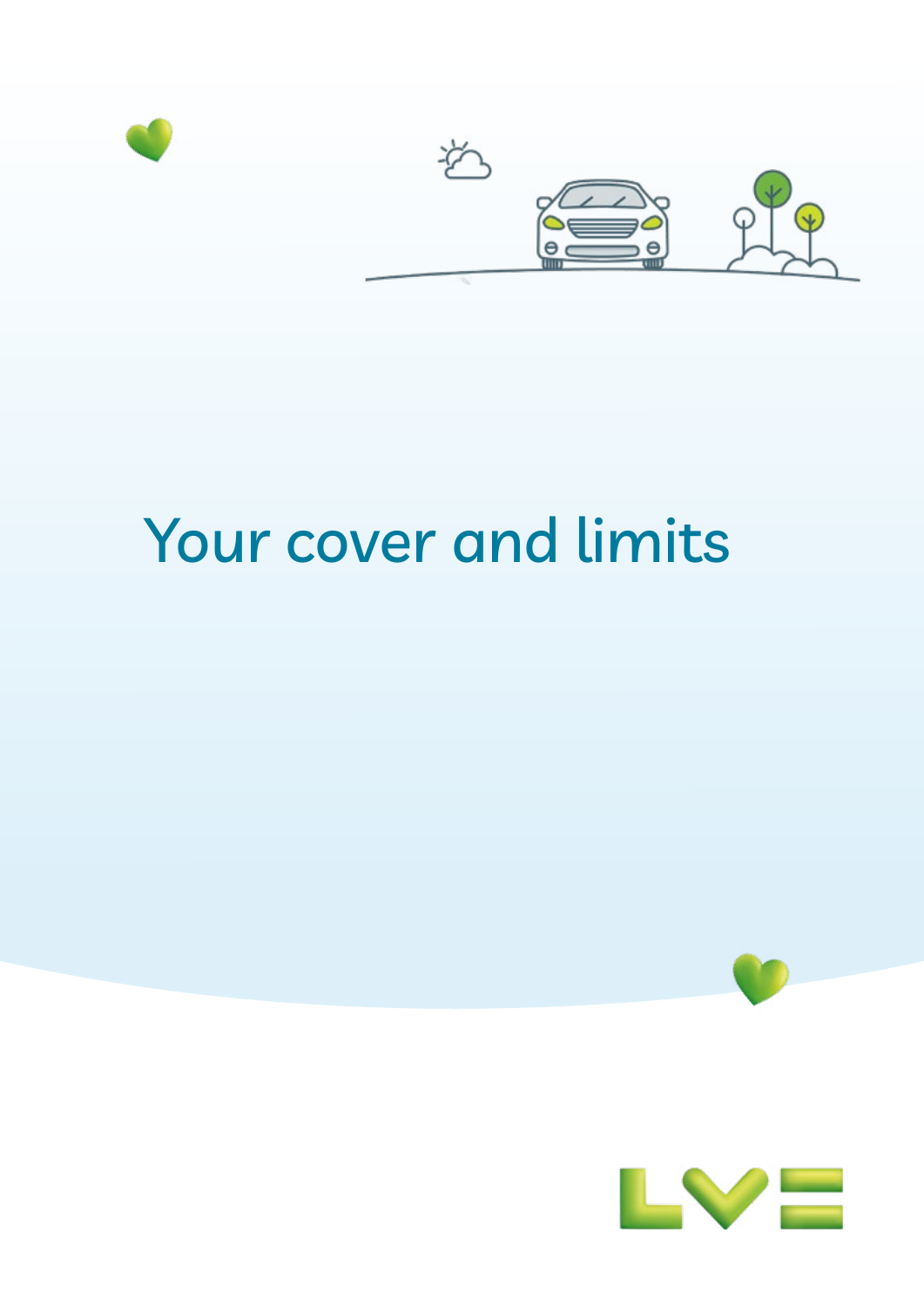# Your cover and limits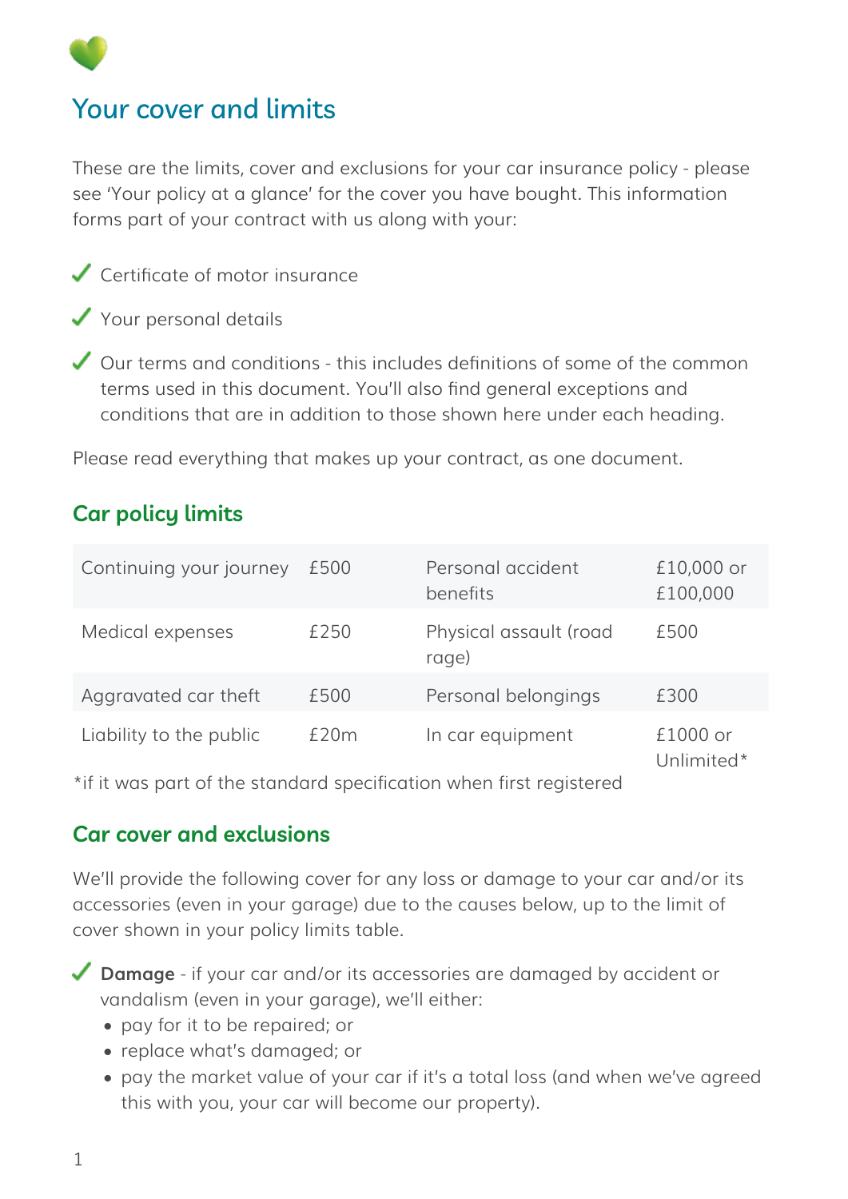# Your cover and limits

These are the limits, cover and exclusions for your car insurance policy - please see 'Your policy at a glance' for the cover you have bought. This information forms part of your contract with us along with your:

- ✓ Certificate of motor insurance
- ✓ Your personal details
- ✓ Our terms and conditions - this includes definitions of some of the common terms used in this document. You'll also find general exceptions and conditions that are in addition to those shown here under each heading.

Please read everything that makes up your contract, as one document.

## Car policy limits

| | | | |
|---|---|---|---|
| Continuing your journey | £500 | Personal accident benefits | £10,000 or £100,000 |
| Medical expenses | £250 | Physical assault (road rage) | £500 |
| Aggravated car theft | £500 | Personal belongings | £300 |
| Liability to the public | £20m | In car equipment | £1000 or Unlimited* |

*if it was part of the standard specification when first registered

## Car cover and exclusions

We'll provide the following cover for any loss or damage to your car and/or its accessories (even in your garage) due to the causes below, up to the limit of cover shown in your policy limits table.

✓ **Damage** - if your car and/or its accessories are damaged by accident or vandalism (even in your garage), we'll either:

- pay for it to be repaired; or
- replace what's damaged; or
- pay the market value of your car if it's a total loss (and when we've agreed this with you, your car will become our property).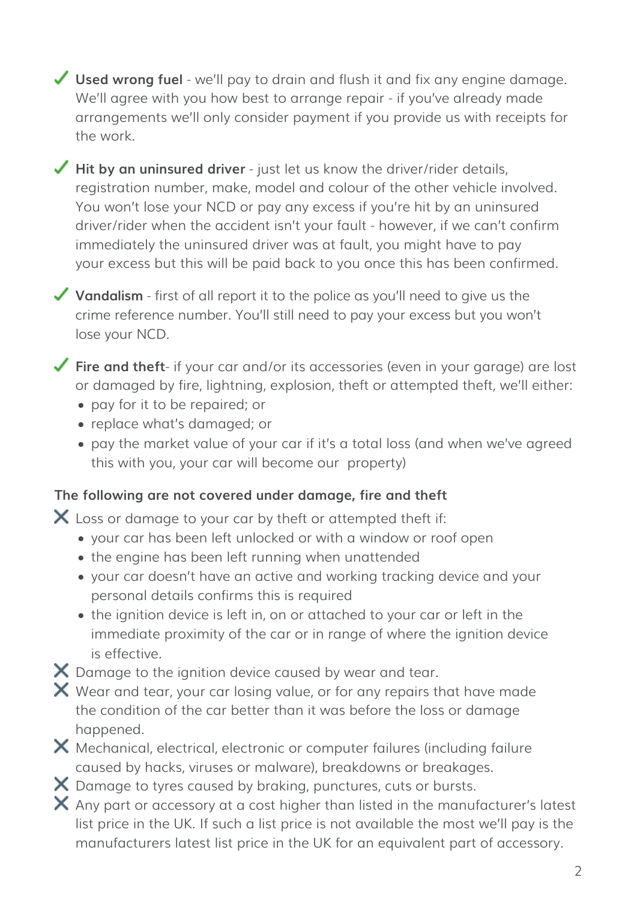✓ **Used wrong fuel** - we'll pay to drain and flush it and fix any engine damage. We'll agree with you how best to arrange repair - if you've already made arrangements we'll only consider payment if you provide us with receipts for the work.

✓ **Hit by an uninsured driver** - just let us know the driver/rider details, registration number, make, model and colour of the other vehicle involved. You won't lose your NCD or pay any excess if you're hit by an uninsured driver/rider when the accident isn't your fault - however, if we can't confirm immediately the uninsured driver was at fault, you might have to pay your excess but this will be paid back to you once this has been confirmed.

✓ **Vandalism** - first of all report it to the police as you'll need to give us the crime reference number. You'll still need to pay your excess but you won't lose your NCD.

✓ **Fire and theft**- if your car and/or its accessories (even in your garage) are lost or damaged by fire, lightning, explosion, theft or attempted theft, we'll either:

- pay for it to be repaired; or
- replace what's damaged; or
- pay the market value of your car if it's a total loss (and when we've agreed this with you, your car will become our property)

**The following are not covered under damage, fire and theft**

✗ Loss or damage to your car by theft or attempted theft if:

- your car has been left unlocked or with a window or roof open
- the engine has been left running when unattended
- your car doesn't have an active and working tracking device and your personal details confirms this is required
- the ignition device is left in, on or attached to your car or left in the immediate proximity of the car or in range of where the ignition device is effective.

✗ Damage to the ignition device caused by wear and tear.

✗ Wear and tear, your car losing value, or for any repairs that have made the condition of the car better than it was before the loss or damage happened.

✗ Mechanical, electrical, electronic or computer failures (including failure caused by hacks, viruses or malware), breakdowns or breakages.

✗ Damage to tyres caused by braking, punctures, cuts or bursts.

✗ Any part or accessory at a cost higher than listed in the manufacturer's latest list price in the UK. If such a list price is not available the most we'll pay is the manufacturers latest list price in the UK for an equivalent part of accessory.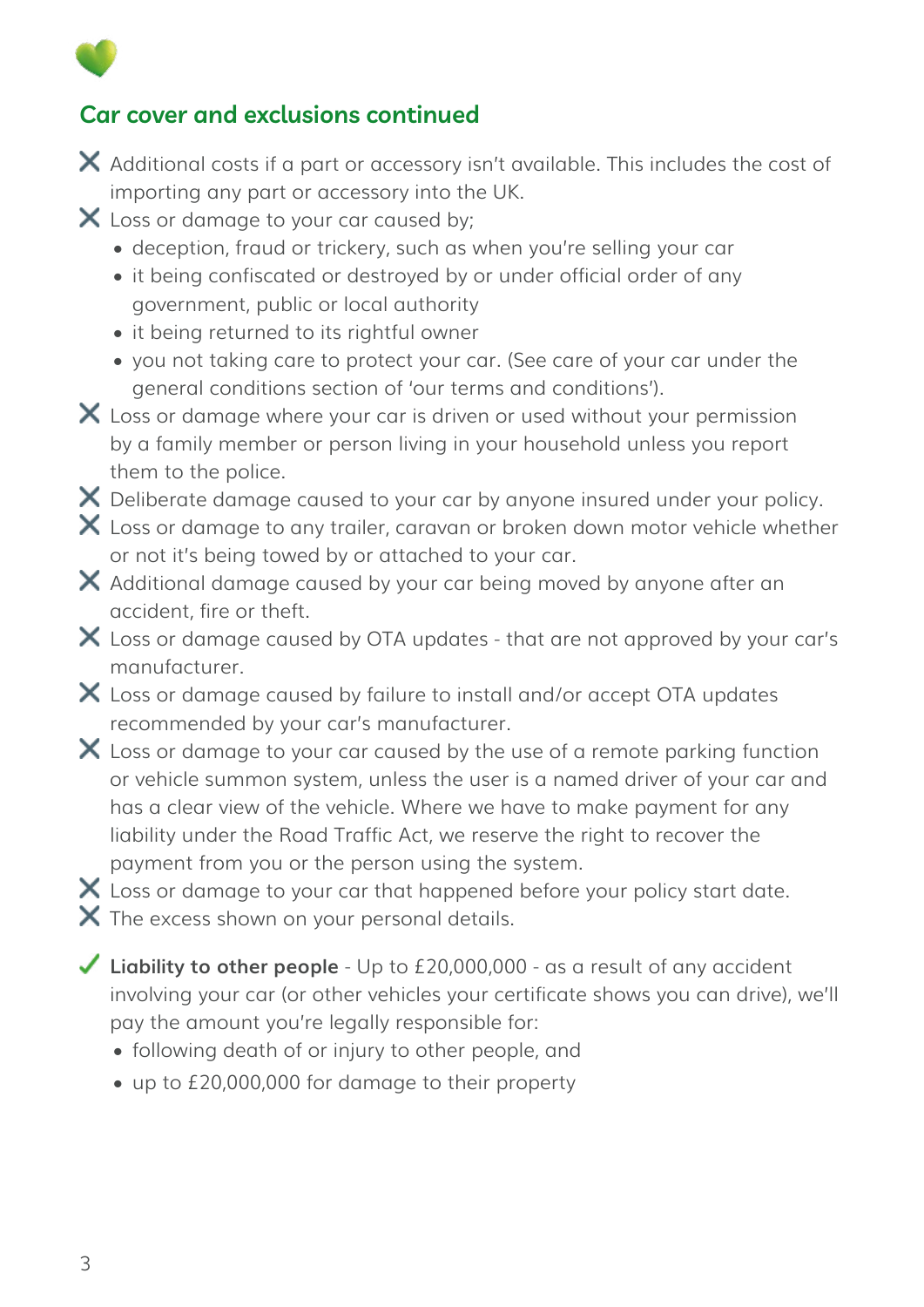## Car cover and exclusions continued

- ✗ Additional costs if a part or accessory isn't available. This includes the cost of importing any part or accessory into the UK.
- ✗ Loss or damage to your car caused by;
  - deception, fraud or trickery, such as when you're selling your car
  - it being confiscated or destroyed by or under official order of any government, public or local authority
  - it being returned to its rightful owner
  - you not taking care to protect your car. (See care of your car under the general conditions section of 'our terms and conditions').
- ✗ Loss or damage where your car is driven or used without your permission by a family member or person living in your household unless you report them to the police.
- ✗ Deliberate damage caused to your car by anyone insured under your policy.
- ✗ Loss or damage to any trailer, caravan or broken down motor vehicle whether or not it's being towed by or attached to your car.
- ✗ Additional damage caused by your car being moved by anyone after an accident, fire or theft.
- ✗ Loss or damage caused by OTA updates - that are not approved by your car's manufacturer.
- ✗ Loss or damage caused by failure to install and/or accept OTA updates recommended by your car's manufacturer.
- ✗ Loss or damage to your car caused by the use of a remote parking function or vehicle summon system, unless the user is a named driver of your car and has a clear view of the vehicle. Where we have to make payment for any liability under the Road Traffic Act, we reserve the right to recover the payment from you or the person using the system.
- ✗ Loss or damage to your car that happened before your policy start date.
- ✗ The excess shown on your personal details.

✓ **Liability to other people** - Up to £20,000,000 - as a result of any accident involving your car (or other vehicles your certificate shows you can drive), we'll pay the amount you're legally responsible for:

- following death of or injury to other people, and
- up to £20,000,000 for damage to their property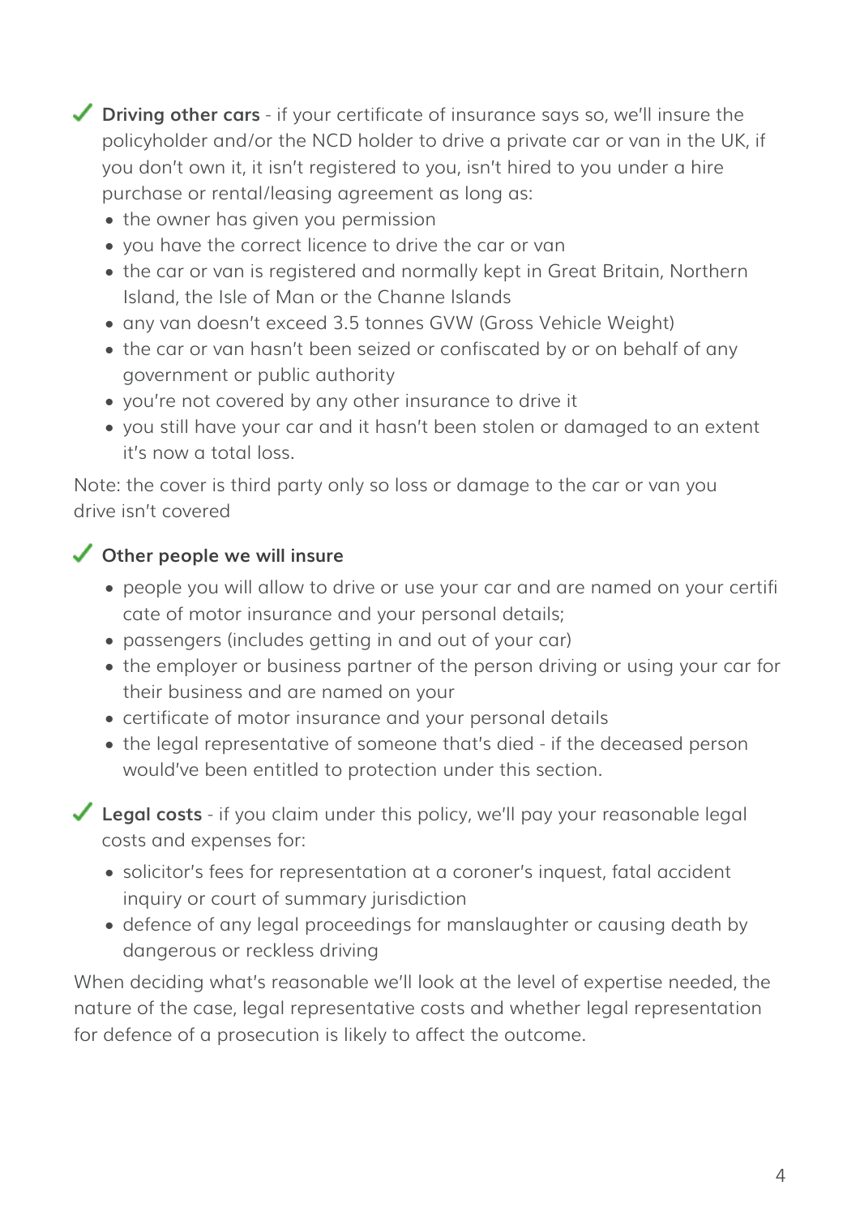✓ **Driving other cars** - if your certificate of insurance says so, we'll insure the policyholder and/or the NCD holder to drive a private car or van in the UK, if you don't own it, it isn't registered to you, isn't hired to you under a hire purchase or rental/leasing agreement as long as:

- the owner has given you permission
- you have the correct licence to drive the car or van
- the car or van is registered and normally kept in Great Britain, Northern Island, the Isle of Man or the Channe Islands
- any van doesn't exceed 3.5 tonnes GVW (Gross Vehicle Weight)
- the car or van hasn't been seized or confiscated by or on behalf of any government or public authority
- you're not covered by any other insurance to drive it
- you still have your car and it hasn't been stolen or damaged to an extent it's now a total loss.

Note: the cover is third party only so loss or damage to the car or van you drive isn't covered

✓ **Other people we will insure**

- people you will allow to drive or use your car and are named on your certifi cate of motor insurance and your personal details;
- passengers (includes getting in and out of your car)
- the employer or business partner of the person driving or using your car for their business and are named on your
- certificate of motor insurance and your personal details
- the legal representative of someone that's died - if the deceased person would've been entitled to protection under this section.

✓ **Legal costs** - if you claim under this policy, we'll pay your reasonable legal costs and expenses for:

- solicitor's fees for representation at a coroner's inquest, fatal accident inquiry or court of summary jurisdiction
- defence of any legal proceedings for manslaughter or causing death by dangerous or reckless driving

When deciding what's reasonable we'll look at the level of expertise needed, the nature of the case, legal representative costs and whether legal representation for defence of a prosecution is likely to affect the outcome.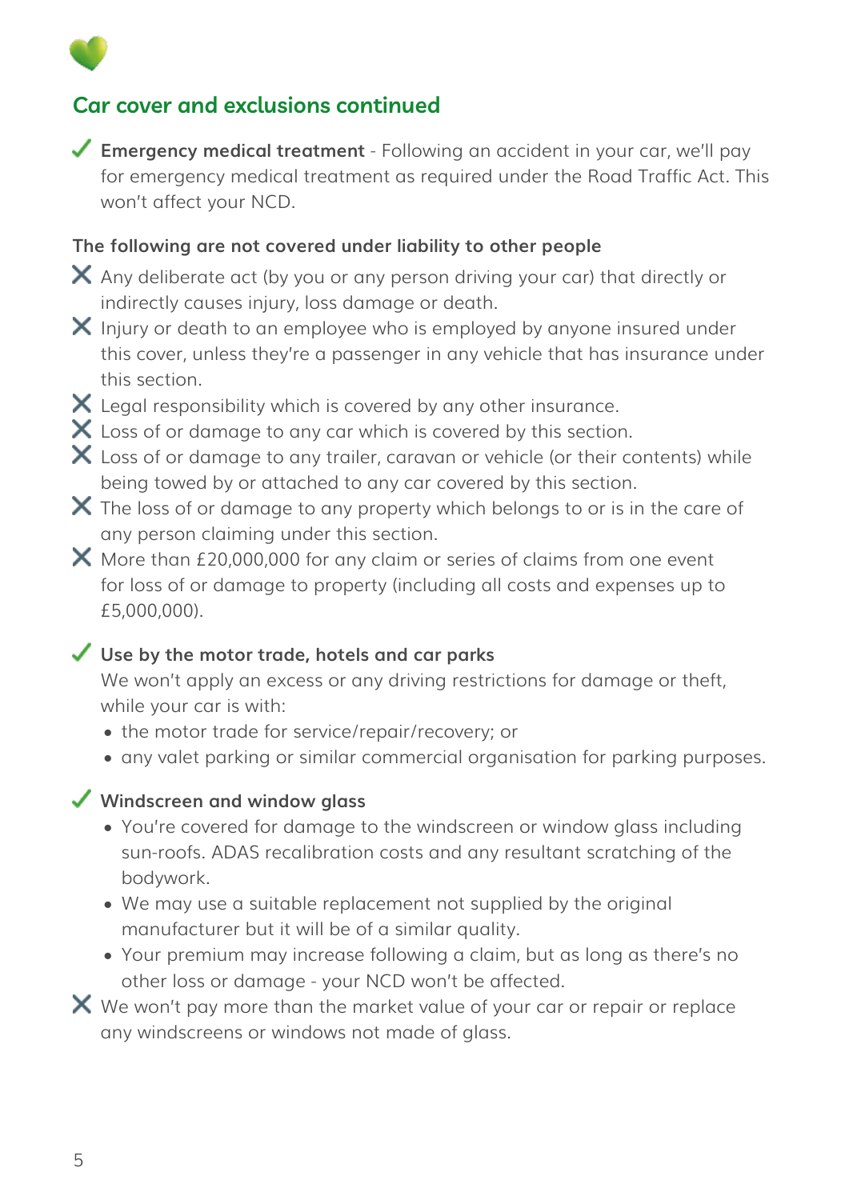## Car cover and exclusions continued

✓ **Emergency medical treatment** - Following an accident in your car, we'll pay for emergency medical treatment as required under the Road Traffic Act. This won't affect your NCD.

**The following are not covered under liability to other people**

✗ Any deliberate act (by you or any person driving your car) that directly or indirectly causes injury, loss damage or death.

✗ Injury or death to an employee who is employed by anyone insured under this cover, unless they're a passenger in any vehicle that has insurance under this section.

✗ Legal responsibility which is covered by any other insurance.

✗ Loss of or damage to any car which is covered by this section.

✗ Loss of or damage to any trailer, caravan or vehicle (or their contents) while being towed by or attached to any car covered by this section.

✗ The loss of or damage to any property which belongs to or is in the care of any person claiming under this section.

✗ More than £20,000,000 for any claim or series of claims from one event for loss of or damage to property (including all costs and expenses up to £5,000,000).

✓ **Use by the motor trade, hotels and car parks**

We won't apply an excess or any driving restrictions for damage or theft, while your car is with:

- the motor trade for service/repair/recovery; or
- any valet parking or similar commercial organisation for parking purposes.

✓ **Windscreen and window glass**

- You're covered for damage to the windscreen or window glass including sun-roofs. ADAS recalibration costs and any resultant scratching of the bodywork.
- We may use a suitable replacement not supplied by the original manufacturer but it will be of a similar quality.
- Your premium may increase following a claim, but as long as there's no other loss or damage - your NCD won't be affected.

✗ We won't pay more than the market value of your car or repair or replace any windscreens or windows not made of glass.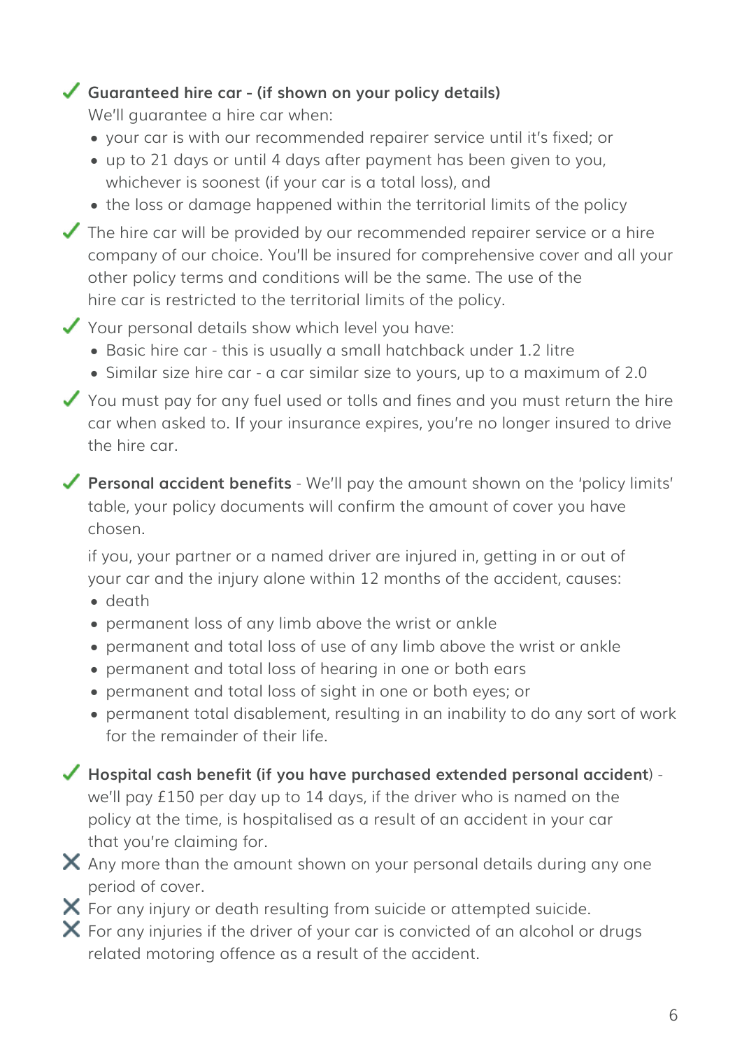✓ **Guaranteed hire car - (if shown on your policy details)**
We'll guarantee a hire car when:

- your car is with our recommended repairer service until it's fixed; or
- up to 21 days or until 4 days after payment has been given to you, whichever is soonest (if your car is a total loss), and
- the loss or damage happened within the territorial limits of the policy

✓ The hire car will be provided by our recommended repairer service or a hire company of our choice. You'll be insured for comprehensive cover and all your other policy terms and conditions will be the same. The use of the hire car is restricted to the territorial limits of the policy.

✓ Your personal details show which level you have:

- Basic hire car - this is usually a small hatchback under 1.2 litre
- Similar size hire car - a car similar size to yours, up to a maximum of 2.0

✓ You must pay for any fuel used or tolls and fines and you must return the hire car when asked to. If your insurance expires, you're no longer insured to drive the hire car.

✓ **Personal accident benefits** - We'll pay the amount shown on the 'policy limits' table, your policy documents will confirm the amount of cover you have chosen.

if you, your partner or a named driver are injured in, getting in or out of your car and the injury alone within 12 months of the accident, causes:

- death
- permanent loss of any limb above the wrist or ankle
- permanent and total loss of use of any limb above the wrist or ankle
- permanent and total loss of hearing in one or both ears
- permanent and total loss of sight in one or both eyes; or
- permanent total disablement, resulting in an inability to do any sort of work for the remainder of their life.

✓ **Hospital cash benefit (if you have purchased extended personal accident**) - we'll pay £150 per day up to 14 days, if the driver who is named on the policy at the time, is hospitalised as a result of an accident in your car that you're claiming for.

✗ Any more than the amount shown on your personal details during any one period of cover.

✗ For any injury or death resulting from suicide or attempted suicide.

✗ For any injuries if the driver of your car is convicted of an alcohol or drugs related motoring offence as a result of the accident.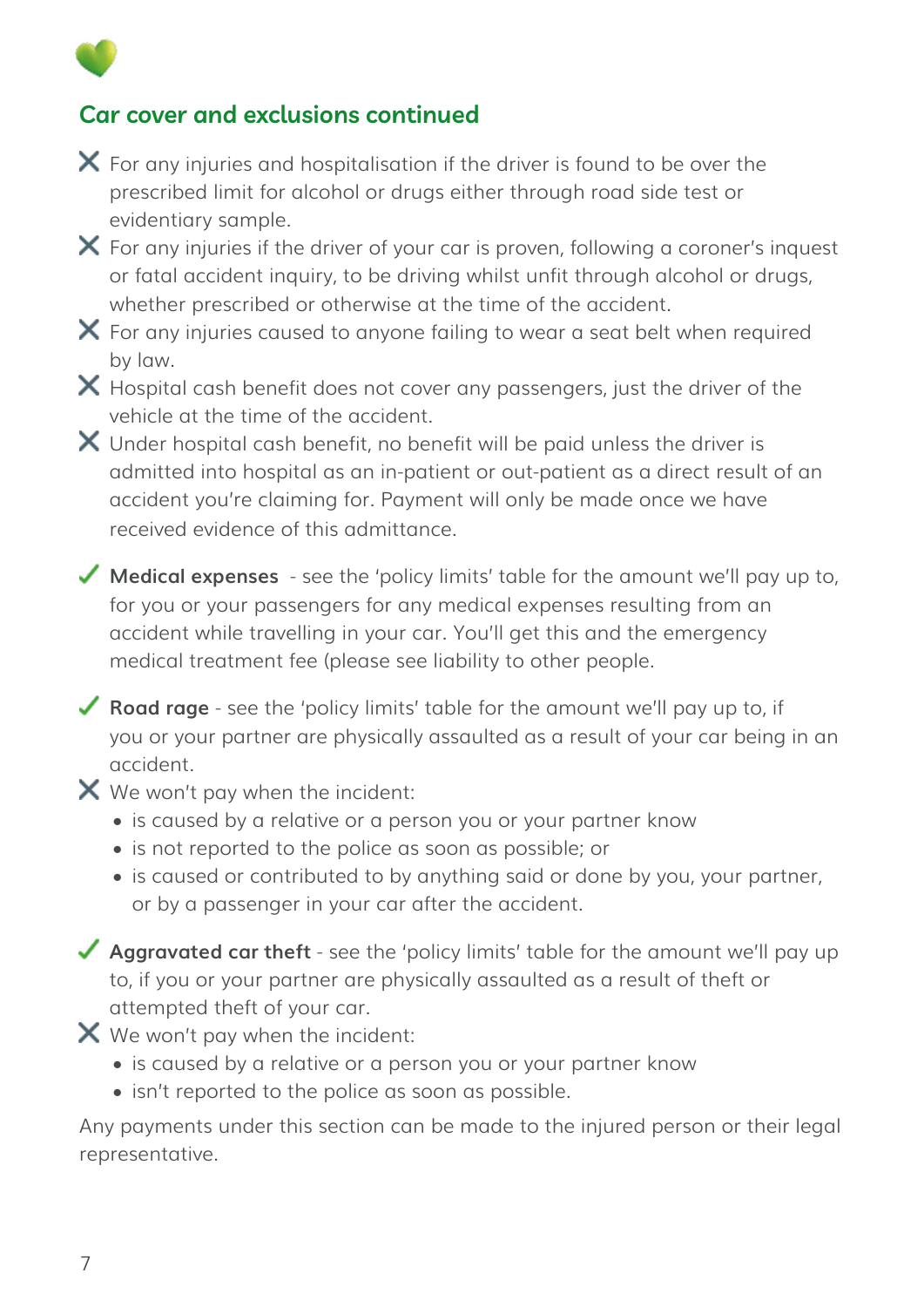## Car cover and exclusions continued

- ✗ For any injuries and hospitalisation if the driver is found to be over the prescribed limit for alcohol or drugs either through road side test or evidentiary sample.
- ✗ For any injuries if the driver of your car is proven, following a coroner's inquest or fatal accident inquiry, to be driving whilst unfit through alcohol or drugs, whether prescribed or otherwise at the time of the accident.
- ✗ For any injuries caused to anyone failing to wear a seat belt when required by law.
- ✗ Hospital cash benefit does not cover any passengers, just the driver of the vehicle at the time of the accident.
- ✗ Under hospital cash benefit, no benefit will be paid unless the driver is admitted into hospital as an in-patient or out-patient as a direct result of an accident you're claiming for. Payment will only be made once we have received evidence of this admittance.

✓ **Medical expenses** - see the 'policy limits' table for the amount we'll pay up to, for you or your passengers for any medical expenses resulting from an accident while travelling in your car. You'll get this and the emergency medical treatment fee (please see liability to other people.

✓ **Road rage** - see the 'policy limits' table for the amount we'll pay up to, if you or your partner are physically assaulted as a result of your car being in an accident.

✗ We won't pay when the incident:

- is caused by a relative or a person you or your partner know
- is not reported to the police as soon as possible; or
- is caused or contributed to by anything said or done by you, your partner, or by a passenger in your car after the accident.

✓ **Aggravated car theft** - see the 'policy limits' table for the amount we'll pay up to, if you or your partner are physically assaulted as a result of theft or attempted theft of your car.

✗ We won't pay when the incident:

- is caused by a relative or a person you or your partner know
- isn't reported to the police as soon as possible.

Any payments under this section can be made to the injured person or their legal representative.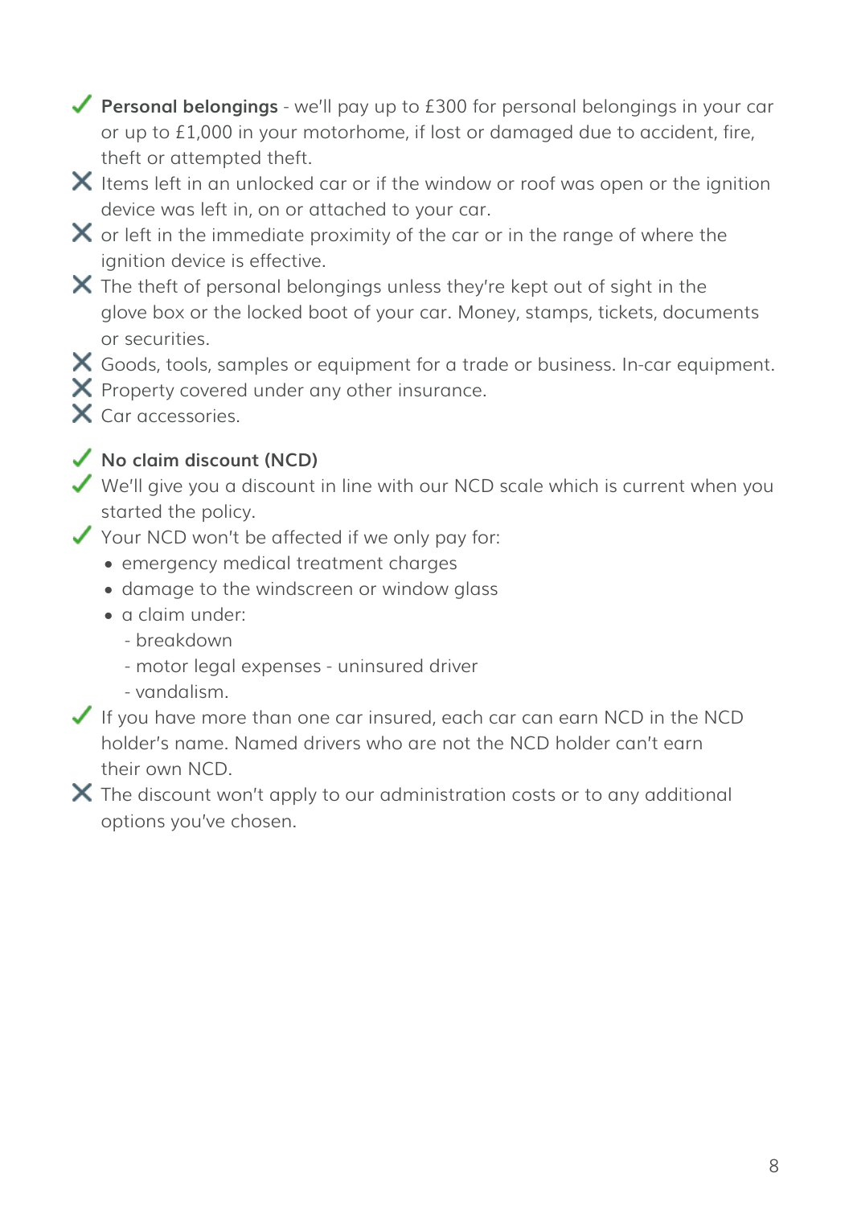✓ **Personal belongings** - we'll pay up to £300 for personal belongings in your car or up to £1,000 in your motorhome, if lost or damaged due to accident, fire, theft or attempted theft.

✗ Items left in an unlocked car or if the window or roof was open or the ignition device was left in, on or attached to your car.

✗ or left in the immediate proximity of the car or in the range of where the ignition device is effective.

✗ The theft of personal belongings unless they're kept out of sight in the glove box or the locked boot of your car. Money, stamps, tickets, documents or securities.

✗ Goods, tools, samples or equipment for a trade or business. In-car equipment.

✗ Property covered under any other insurance.

✗ Car accessories.

✓ **No claim discount (NCD)**

✓ We'll give you a discount in line with our NCD scale which is current when you started the policy.

✓ Your NCD won't be affected if we only pay for:

- emergency medical treatment charges
- damage to the windscreen or window glass
- a claim under:
  - breakdown
  - motor legal expenses - uninsured driver
  - vandalism.

✓ If you have more than one car insured, each car can earn NCD in the NCD holder's name. Named drivers who are not the NCD holder can't earn their own NCD.

✗ The discount won't apply to our administration costs or to any additional options you've chosen.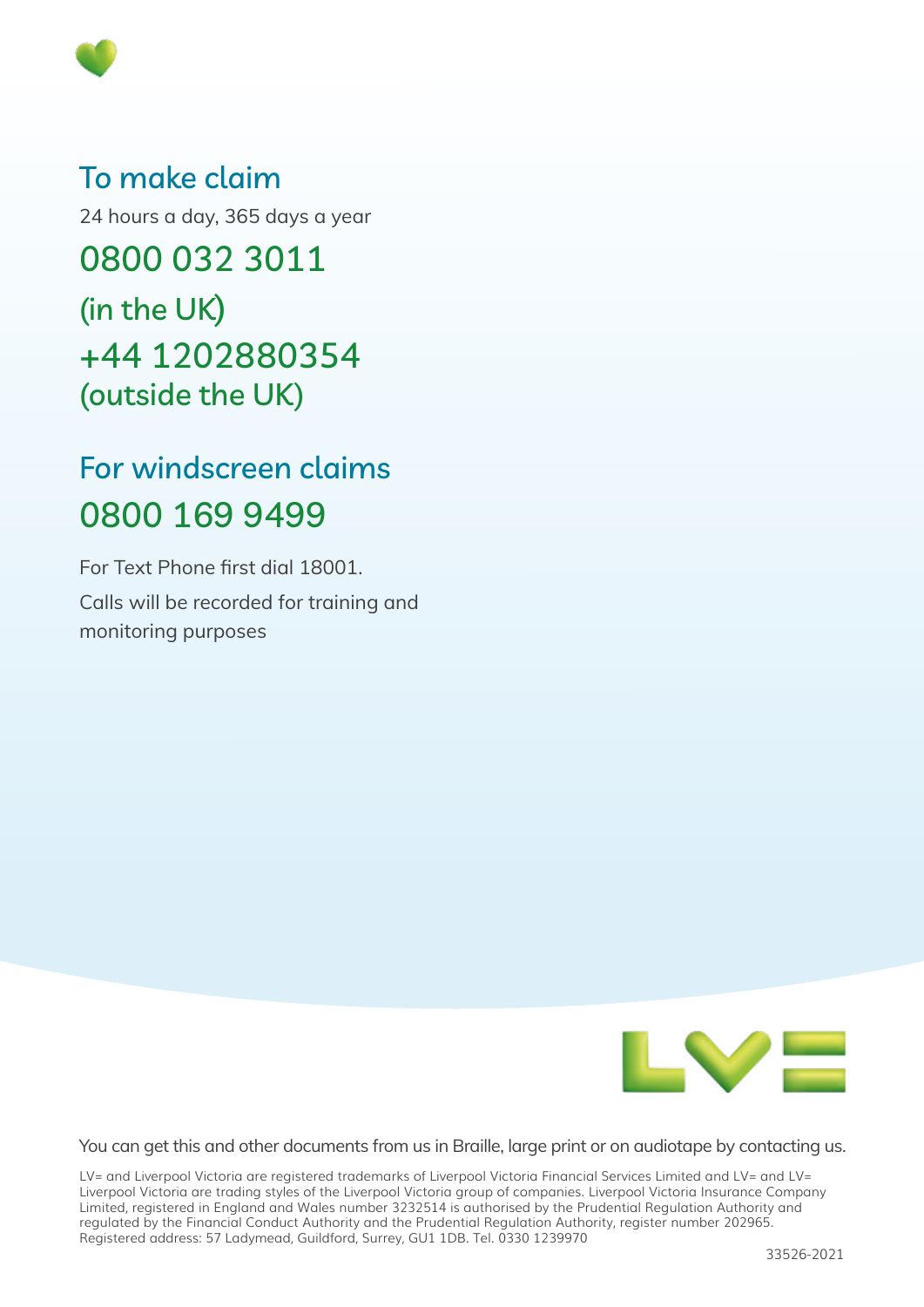## To make claim

24 hours a day, 365 days a year

**0800 032 3011**

**(in the UK)**

**+44 1202880354**

**(outside the UK)**

## For windscreen claims

**0800 169 9499**

For Text Phone first dial 18001.

Calls will be recorded for training and monitoring purposes

You can get this and other documents from us in Braille, large print or on audiotape by contacting us.

LV= and Liverpool Victoria are registered trademarks of Liverpool Victoria Financial Services Limited and LV= and LV= Liverpool Victoria are trading styles of the Liverpool Victoria group of companies. Liverpool Victoria Insurance Company Limited, registered in England and Wales number 3232514 is authorised by the Prudential Regulation Authority and regulated by the Financial Conduct Authority and the Prudential Regulation Authority, register number 202965. Registered address: 57 Ladymead, Guildford, Surrey, GU1 1DB. Tel. 0330 1239970

33526-2021